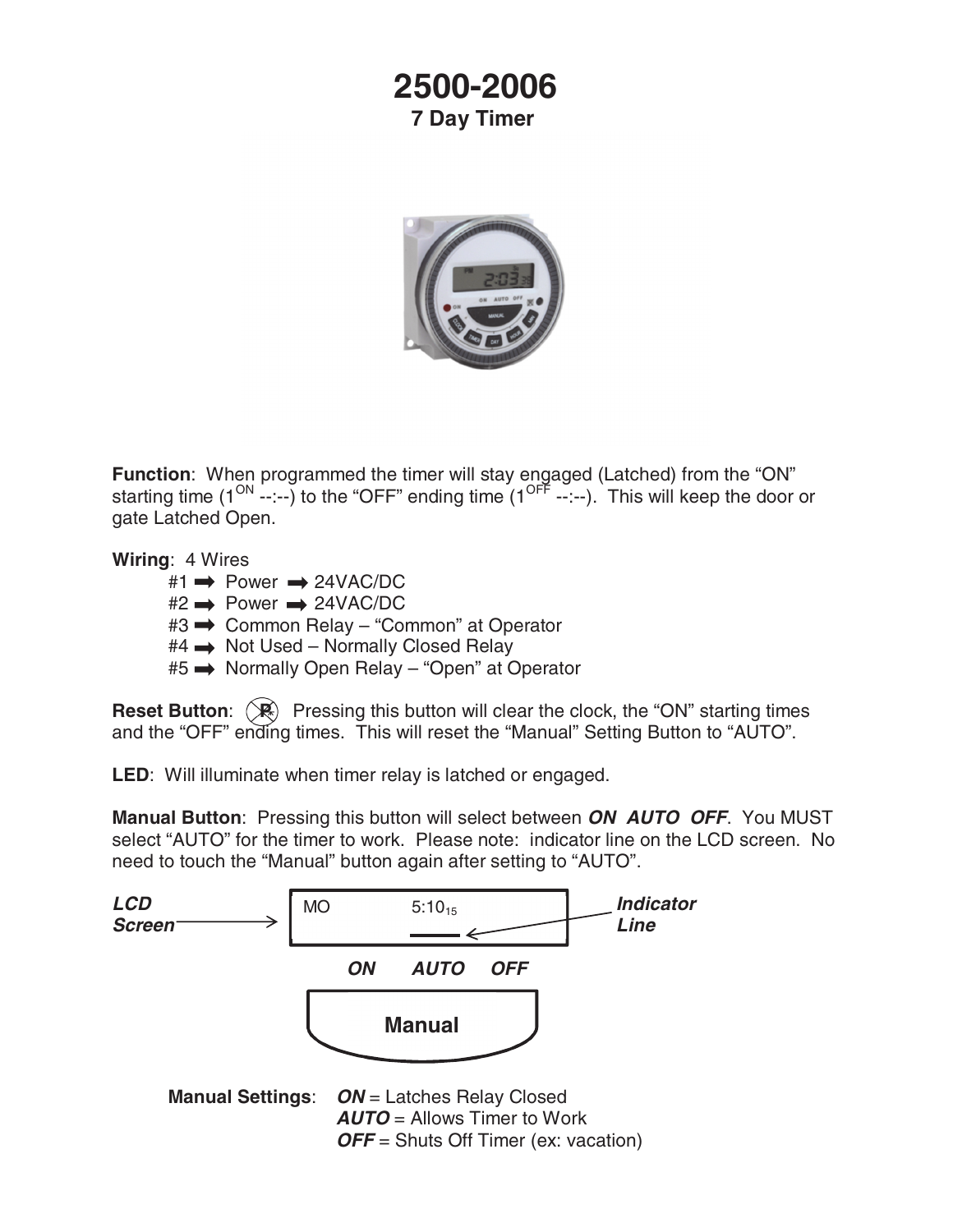# 2500-2006

## 7 Day Timer

**Function**: When programmed the timer will stay engaged (Latched) from the "ON" starting time ($1^{ON}$ --:--) to the "OFF" ending time ($1^{OFF}$ --:--). This will keep the door or gate Latched Open.

**Wiring**: 4 Wires

- #1 ➡ Power ➡ 24VAC/DC
- #2 ➡ Power ➡ 24VAC/DC
- #3 ➡ Common Relay – "Common" at Operator
- #4 ➡ Not Used – Normally Closed Relay
- #5 ➡ Normally Open Relay – "Open" at Operator

**Reset Button**: (R) Pressing this button will clear the clock, the "ON" starting times and the "OFF" ending times. This will reset the "Manual" Setting Button to "AUTO".

**LED**: Will illuminate when timer relay is latched or engaged.

**Manual Button**: Pressing this button will select between ***ON AUTO OFF***. You MUST select "AUTO" for the timer to work. Please note: indicator line on the LCD screen. No need to touch the "Manual" button again after setting to "AUTO".

***LCD Screen*** → MO 5:10 15

***Indicator Line***

***ON AUTO OFF***

**Manual**

**Manual Settings**:
- ***ON*** = Latches Relay Closed
- ***AUTO*** = Allows Timer to Work
- ***OFF*** = Shuts Off Timer (ex: vacation)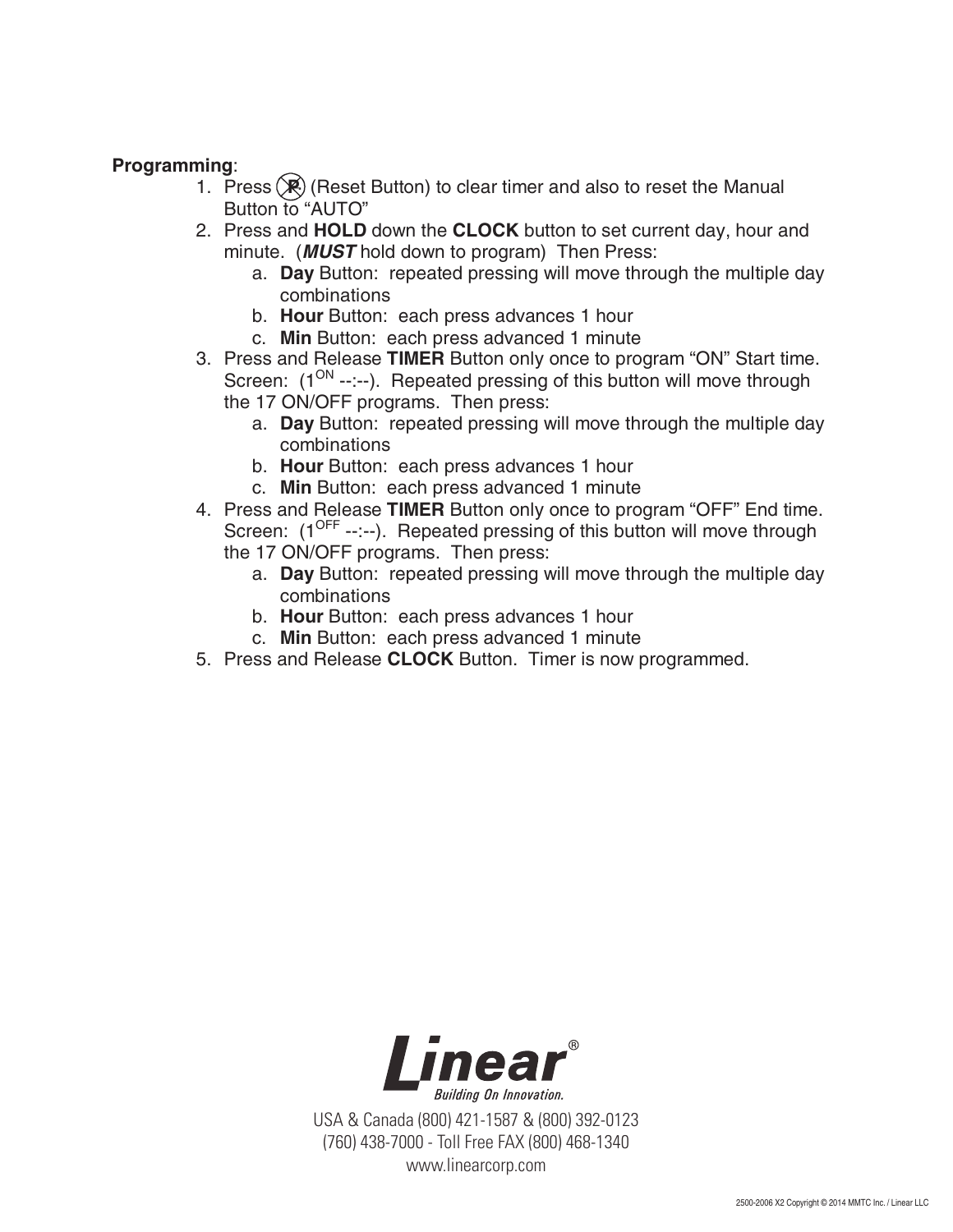**Programming**:

1. Press (R) (Reset Button) to clear timer and also to reset the Manual Button to "AUTO"
2. Press and **HOLD** down the **CLOCK** button to set current day, hour and minute. (***MUST*** hold down to program) Then Press:
   a. **Day** Button: repeated pressing will move through the multiple day combinations
   b. **Hour** Button: each press advances 1 hour
   c. **Min** Button: each press advanced 1 minute
3. Press and Release **TIMER** Button only once to program "ON" Start time. Screen: ($1^{ON}$ --:--). Repeated pressing of this button will move through the 17 ON/OFF programs. Then press:
   a. **Day** Button: repeated pressing will move through the multiple day combinations
   b. **Hour** Button: each press advances 1 hour
   c. **Min** Button: each press advanced 1 minute
4. Press and Release **TIMER** Button only once to program "OFF" End time. Screen: ($1^{OFF}$ --:--). Repeated pressing of this button will move through the 17 ON/OFF programs. Then press:
   a. **Day** Button: repeated pressing will move through the multiple day combinations
   b. **Hour** Button: each press advances 1 hour
   c. **Min** Button: each press advanced 1 minute
5. Press and Release **CLOCK** Button. Timer is now programmed.

Linear®
Building On Innovation.

USA & Canada (800) 421-1587 & (800) 392-0123
(760) 438-7000 - Toll Free FAX (800) 468-1340
www.linearcorp.com

2500-2006 X2 Copyright © 2014 MMTC Inc. / Linear LLC